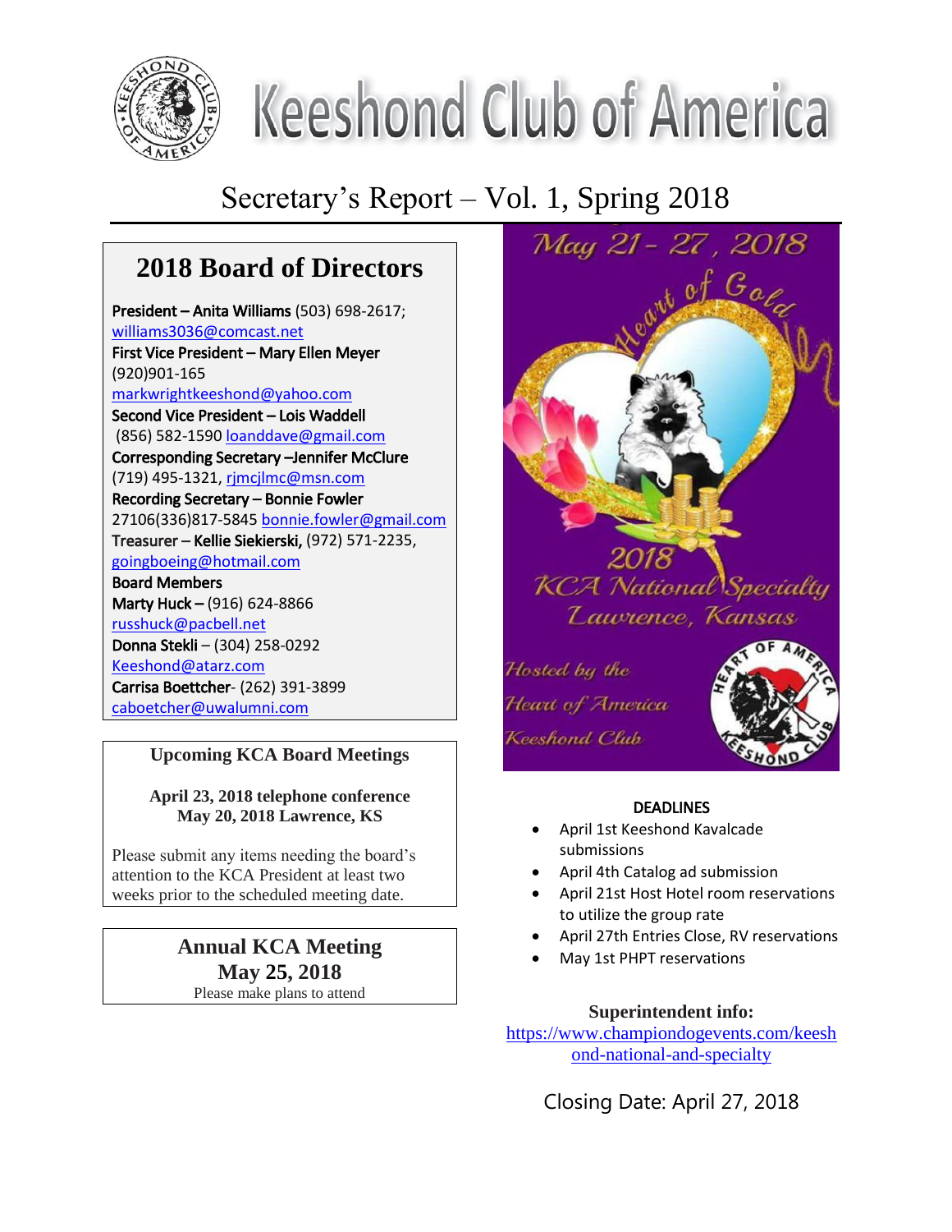# Keeshond Club of America

## Secretary's Report – Vol. 1, Spring 2018

## 2018 Board of Directors

**President – Anita Williams** (503) 698-2617; williams3036@comcast.net
**First Vice President – Mary Ellen Meyer** (920)901-165 markwrightkeeshond@yahoo.com
**Second Vice President – Lois Waddell** (856) 582-1590 loanddave@gmail.com
**Corresponding Secretary –Jennifer McClure** (719) 495-1321, rjmcjlmc@msn.com
**Recording Secretary – Bonnie Fowler** 27106(336)817-5845 bonnie.fowler@gmail.com
**Treasurer – Kellie Siekierski,** (972) 571-2235, goingboeing@hotmail.com

**Board Members**
**Marty Huck –** (916) 624-8866 russhuck@pacbell.net
**Donna Stekli** – (304) 258-0292 Keeshond@atarz.com
**Carrisa Boettcher**- (262) 391-3899 caboetcher@uwalumni.com

### Upcoming KCA Board Meetings

**April 23, 2018 telephone conference**
**May 20, 2018 Lawrence, KS**

Please submit any items needing the board's attention to the KCA President at least two weeks prior to the scheduled meeting date.

### Annual KCA Meeting
### May 25, 2018

Please make plans to attend

May 21 - 27, 2018
Heart of Gold
2018 KCA National Specialty
Lawrence, Kansas
Hosted by the Heart of America Keeshond Club

**DEADLINES**

- April 1st Keeshond Kavalcade submissions
- April 4th Catalog ad submission
- April 21st Host Hotel room reservations to utilize the group rate
- April 27th Entries Close, RV reservations
- May 1st PHPT reservations

**Superintendent info:**
https://www.championdogevents.com/keeshond-national-and-specialty

Closing Date: April 27, 2018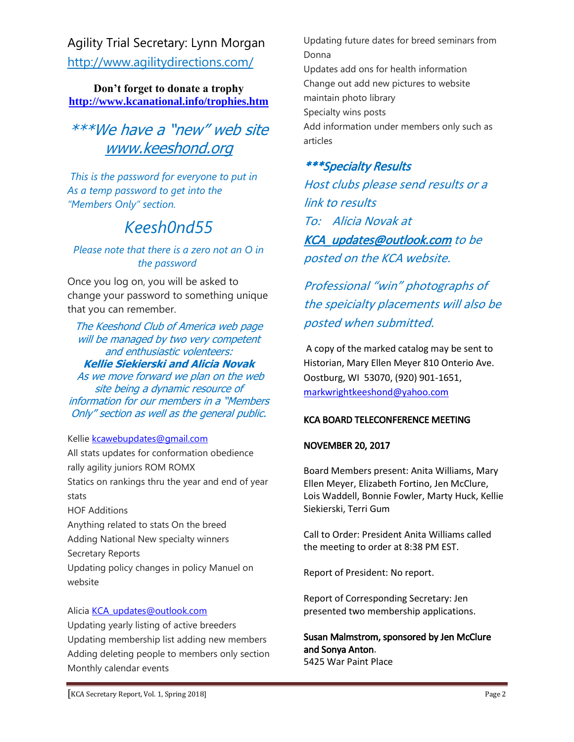Agility Trial Secretary: Lynn Morgan
http://www.agilitydirections.com/

**Don't forget to donate a trophy**
**http://www.kcanational.info/trophies.htm**

*\*\*\*We have a "new" web site www.keeshond.org*

*This is the password for everyone to put in As a temp password to get into the "Members Only" section.*

*Keesh0nd55*

*Please note that there is a zero not an O in the password*

Once you log on, you will be asked to change your password to something unique that you can remember.

*The Keeshond Club of America web page will be managed by two very competent and enthusiastic volenteers:*
***Kellie Siekierski and Alicia Novak***
*As we move forward we plan on the web site being a dynamic resource of information for our members in a "Members Only" section as well as the general public.*

Kellie kcawebupdates@gmail.com
All stats updates for conformation obedience rally agility juniors ROM ROMX
Statics on rankings thru the year and end of year stats
HOF Additions
Anything related to stats On the breed
Adding National New specialty winners
Secretary Reports
Updating policy changes in policy Manuel on website

Alicia KCA_updates@outlook.com
Updating yearly listing of active breeders
Updating membership list adding new members
Adding deleting people to members only section
Monthly calendar events
Updating future dates for breed seminars from Donna
Updates add ons for health information
Change out add new pictures to website
maintain photo library
Specialty wins posts
Add information under members only such as articles

***\*\*\*Specialty Results***
*Host clubs please send results or a link to results*
*To: Alicia Novak at* ***KCA_updates@outlook.com*** *to be posted on the KCA website.*

*Professional "win" photographs of the speicialty placements will also be posted when submitted.*

A copy of the marked catalog may be sent to Historian, Mary Ellen Meyer 810 Onterio Ave. Oostburg, WI 53070, (920) 901-1651, markwrightkeeshond@yahoo.com

**KCA BOARD TELECONFERENCE MEETING**

**NOVEMBER 20, 2017**

Board Members present: Anita Williams, Mary Ellen Meyer, Elizabeth Fortino, Jen McClure, Lois Waddell, Bonnie Fowler, Marty Huck, Kellie Siekierski, Terri Gum

Call to Order: President Anita Williams called the meeting to order at 8:38 PM EST.

Report of President: No report.

Report of Corresponding Secretary: Jen presented two membership applications.

**Susan Malmstrom, sponsored by Jen McClure and Sonya Anton**.
5425 War Paint Place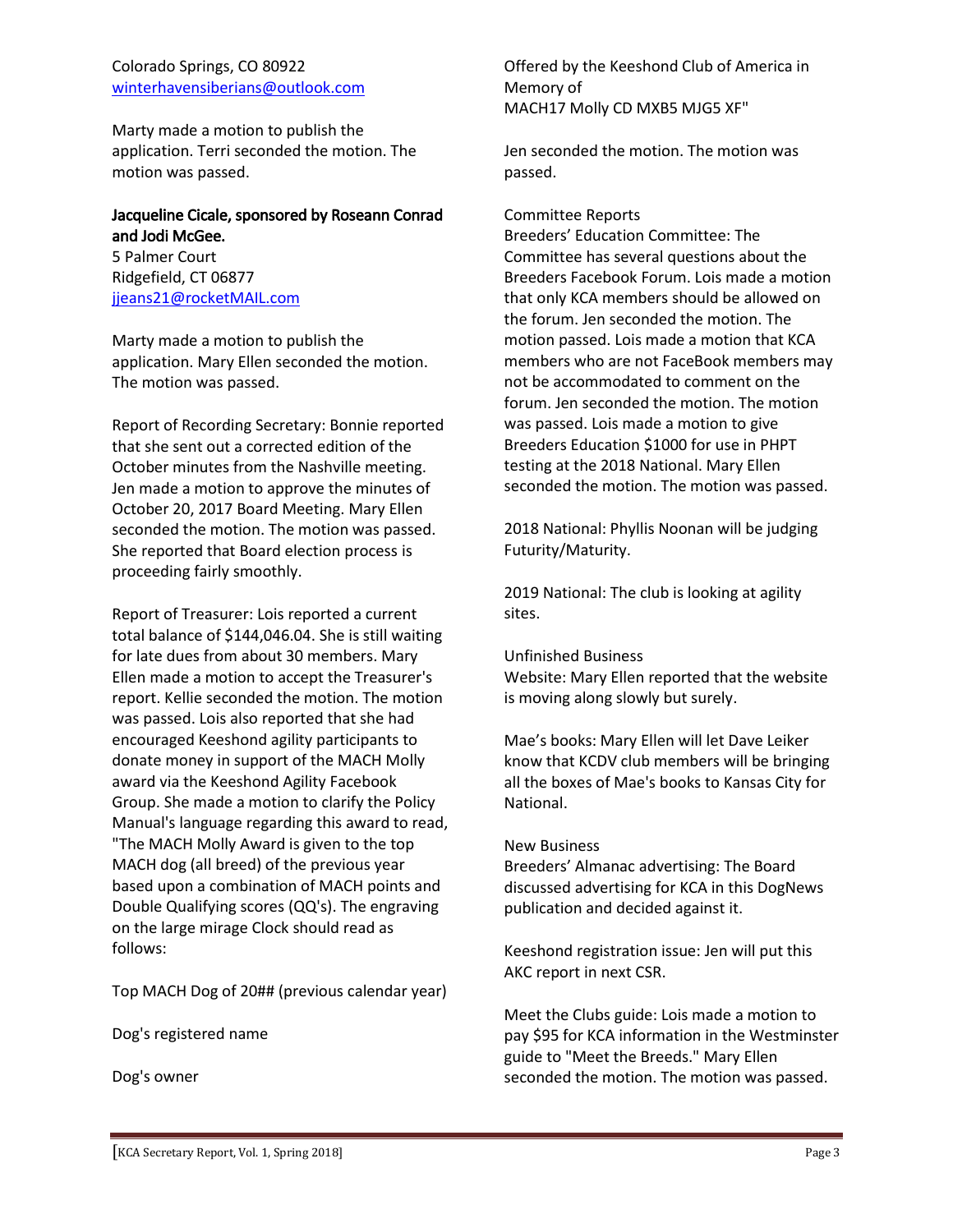Colorado Springs, CO 80922
winterhavensiberians@outlook.com

Marty made a motion to publish the application. Terri seconded the motion. The motion was passed.

**Jacqueline Cicale, sponsored by Roseann Conrad and Jodi McGee.**
5 Palmer Court
Ridgefield, CT 06877
jjeans21@rocketMAIL.com

Marty made a motion to publish the application. Mary Ellen seconded the motion. The motion was passed.

Report of Recording Secretary: Bonnie reported that she sent out a corrected edition of the October minutes from the Nashville meeting. Jen made a motion to approve the minutes of October 20, 2017 Board Meeting. Mary Ellen seconded the motion. The motion was passed. She reported that Board election process is proceeding fairly smoothly.

Report of Treasurer: Lois reported a current total balance of $144,046.04. She is still waiting for late dues from about 30 members. Mary Ellen made a motion to accept the Treasurer's report. Kellie seconded the motion. The motion was passed. Lois also reported that she had encouraged Keeshond agility participants to donate money in support of the MACH Molly award via the Keeshond Agility Facebook Group. She made a motion to clarify the Policy Manual's language regarding this award to read, "The MACH Molly Award is given to the top MACH dog (all breed) of the previous year based upon a combination of MACH points and Double Qualifying scores (QQ's). The engraving on the large mirage Clock should read as follows:

Top MACH Dog of 20## (previous calendar year)

Dog's registered name

Dog's owner

Offered by the Keeshond Club of America in Memory of
MACH17 Molly CD MXB5 MJG5 XF"

Jen seconded the motion. The motion was passed.

Committee Reports
Breeders' Education Committee: The Committee has several questions about the Breeders Facebook Forum. Lois made a motion that only KCA members should be allowed on the forum. Jen seconded the motion. The motion passed. Lois made a motion that KCA members who are not FaceBook members may not be accommodated to comment on the forum. Jen seconded the motion. The motion was passed. Lois made a motion to give Breeders Education $1000 for use in PHPT testing at the 2018 National. Mary Ellen seconded the motion. The motion was passed.

2018 National: Phyllis Noonan will be judging Futurity/Maturity.

2019 National: The club is looking at agility sites.

Unfinished Business
Website: Mary Ellen reported that the website is moving along slowly but surely.

Mae's books: Mary Ellen will let Dave Leiker know that KCDV club members will be bringing all the boxes of Mae's books to Kansas City for National.

New Business
Breeders' Almanac advertising: The Board discussed advertising for KCA in this DogNews publication and decided against it.

Keeshond registration issue: Jen will put this AKC report in next CSR.

Meet the Clubs guide: Lois made a motion to pay $95 for KCA information in the Westminster guide to "Meet the Breeds." Mary Ellen seconded the motion. The motion was passed.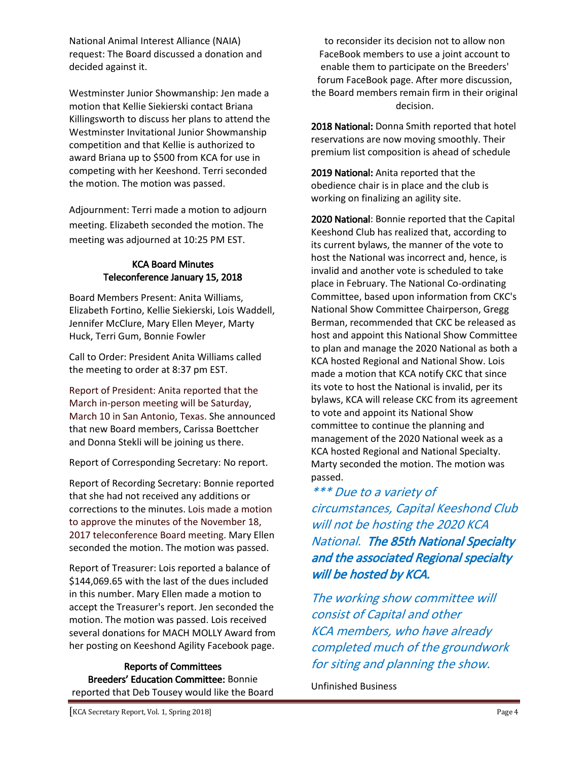National Animal Interest Alliance (NAIA) request: The Board discussed a donation and decided against it.

Westminster Junior Showmanship: Jen made a motion that Kellie Siekierski contact Briana Killingsworth to discuss her plans to attend the Westminster Invitational Junior Showmanship competition and that Kellie is authorized to award Briana up to $500 from KCA for use in competing with her Keeshond. Terri seconded the motion. The motion was passed.

Adjournment: Terri made a motion to adjourn meeting. Elizabeth seconded the motion. The meeting was adjourned at 10:25 PM EST.

## KCA Board Minutes Teleconference January 15, 2018

Board Members Present: Anita Williams, Elizabeth Fortino, Kellie Siekierski, Lois Waddell, Jennifer McClure, Mary Ellen Meyer, Marty Huck, Terri Gum, Bonnie Fowler

Call to Order: President Anita Williams called the meeting to order at 8:37 pm EST.

Report of President: Anita reported that the March in-person meeting will be Saturday, March 10 in San Antonio, Texas. She announced that new Board members, Carissa Boettcher and Donna Stekli will be joining us there.

Report of Corresponding Secretary: No report.

Report of Recording Secretary: Bonnie reported that she had not received any additions or corrections to the minutes. Lois made a motion to approve the minutes of the November 18, 2017 teleconference Board meeting. Mary Ellen seconded the motion. The motion was passed.

Report of Treasurer: Lois reported a balance of $144,069.65 with the last of the dues included in this number. Mary Ellen made a motion to accept the Treasurer's report. Jen seconded the motion. The motion was passed. Lois received several donations for MACH MOLLY Award from her posting on Keeshond Agility Facebook page.

### Reports of Committees

**Breeders' Education Committee:** Bonnie reported that Deb Tousey would like the Board to reconsider its decision not to allow non FaceBook members to use a joint account to enable them to participate on the Breeders' forum FaceBook page. After more discussion, the Board members remain firm in their original decision.

**2018 National:** Donna Smith reported that hotel reservations are now moving smoothly. Their premium list composition is ahead of schedule

**2019 National:** Anita reported that the obedience chair is in place and the club is working on finalizing an agility site.

**2020 National**: Bonnie reported that the Capital Keeshond Club has realized that, according to its current bylaws, the manner of the vote to host the National was incorrect and, hence, is invalid and another vote is scheduled to take place in February. The National Co-ordinating Committee, based upon information from CKC's National Show Committee Chairperson, Gregg Berman, recommended that CKC be released as host and appoint this National Show Committee to plan and manage the 2020 National as both a KCA hosted Regional and National Show. Lois made a motion that KCA notify CKC that since its vote to host the National is invalid, per its bylaws, KCA will release CKC from its agreement to vote and appoint its National Show committee to continue the planning and management of the 2020 National week as a KCA hosted Regional and National Specialty. Marty seconded the motion. The motion was passed.

*\*\*\* Due to a variety of circumstances, Capital Keeshond Club will not be hosting the 2020 KCA National.* ***The 85th National Specialty and the associated Regional specialty will be hosted by KCA.***

*The working show committee will consist of Capital and other KCA members, who have already completed much of the groundwork for siting and planning the show.*

Unfinished Business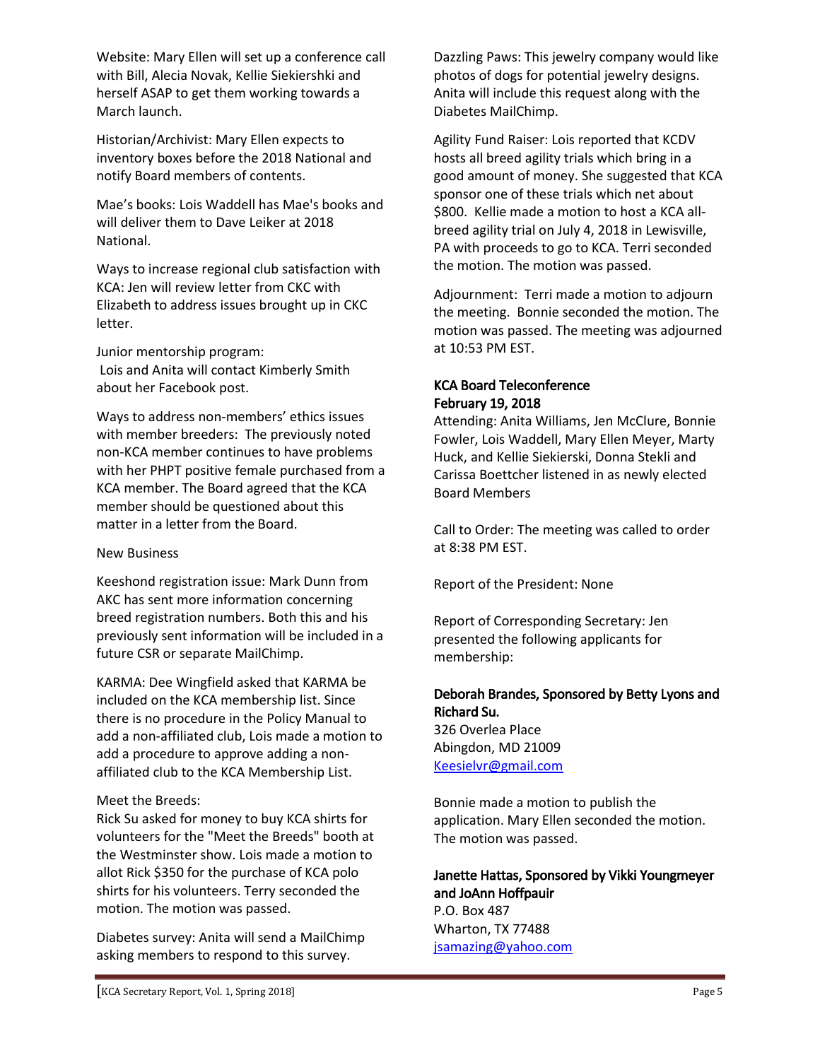Website: Mary Ellen will set up a conference call with Bill, Alecia Novak, Kellie Siekiershki and herself ASAP to get them working towards a March launch.

Historian/Archivist: Mary Ellen expects to inventory boxes before the 2018 National and notify Board members of contents.

Mae's books: Lois Waddell has Mae's books and will deliver them to Dave Leiker at 2018 National.

Ways to increase regional club satisfaction with KCA: Jen will review letter from CKC with Elizabeth to address issues brought up in CKC letter.

Junior mentorship program:
Lois and Anita will contact Kimberly Smith about her Facebook post.

Ways to address non-members' ethics issues with member breeders: The previously noted non-KCA member continues to have problems with her PHPT positive female purchased from a KCA member. The Board agreed that the KCA member should be questioned about this matter in a letter from the Board.

New Business

Keeshond registration issue: Mark Dunn from AKC has sent more information concerning breed registration numbers. Both this and his previously sent information will be included in a future CSR or separate MailChimp.

KARMA: Dee Wingfield asked that KARMA be included on the KCA membership list. Since there is no procedure in the Policy Manual to add a non-affiliated club, Lois made a motion to add a procedure to approve adding a non-affiliated club to the KCA Membership List.

Meet the Breeds:
Rick Su asked for money to buy KCA shirts for volunteers for the "Meet the Breeds" booth at the Westminster show. Lois made a motion to allot Rick $350 for the purchase of KCA polo shirts for his volunteers. Terry seconded the motion. The motion was passed.

Diabetes survey: Anita will send a MailChimp asking members to respond to this survey.

Dazzling Paws: This jewelry company would like photos of dogs for potential jewelry designs. Anita will include this request along with the Diabetes MailChimp.

Agility Fund Raiser: Lois reported that KCDV hosts all breed agility trials which bring in a good amount of money. She suggested that KCA sponsor one of these trials which net about $800. Kellie made a motion to host a KCA all-breed agility trial on July 4, 2018 in Lewisville, PA with proceeds to go to KCA. Terri seconded the motion. The motion was passed.

Adjournment: Terri made a motion to adjourn the meeting. Bonnie seconded the motion. The motion was passed. The meeting was adjourned at 10:53 PM EST.

**KCA Board Teleconference**
**February 19, 2018**

Attending: Anita Williams, Jen McClure, Bonnie Fowler, Lois Waddell, Mary Ellen Meyer, Marty Huck, and Kellie Siekierski, Donna Stekli and Carissa Boettcher listened in as newly elected Board Members

Call to Order: The meeting was called to order at 8:38 PM EST.

Report of the President: None

Report of Corresponding Secretary: Jen presented the following applicants for membership:

**Deborah Brandes, Sponsored by Betty Lyons and Richard Su.**
326 Overlea Place
Abingdon, MD 21009
Keesielvr@gmail.com

Bonnie made a motion to publish the application. Mary Ellen seconded the motion. The motion was passed.

**Janette Hattas, Sponsored by Vikki Youngmeyer and JoAnn Hoffpauir**
P.O. Box 487
Wharton, TX 77488
jsamazing@yahoo.com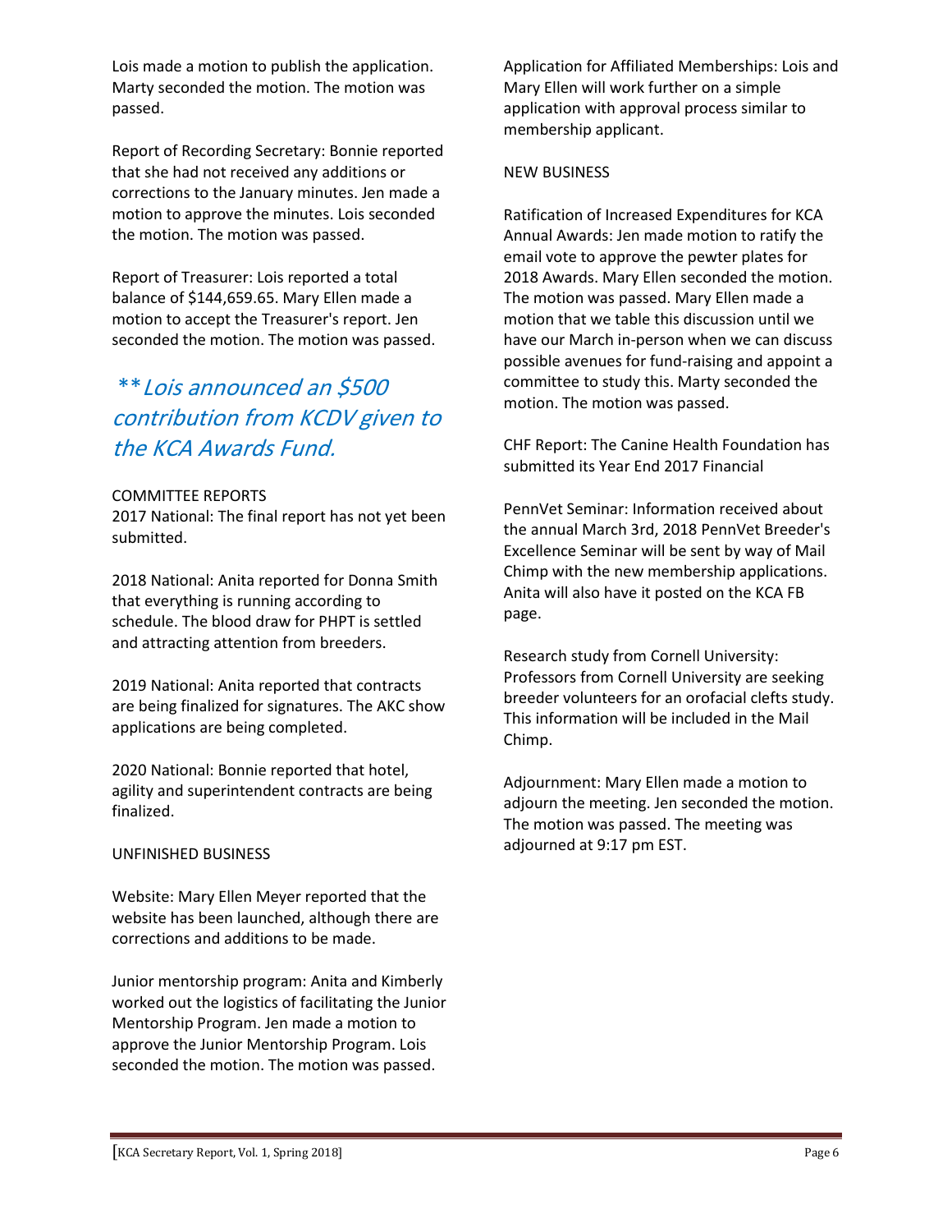Lois made a motion to publish the application. Marty seconded the motion. The motion was passed.

Report of Recording Secretary: Bonnie reported that she had not received any additions or corrections to the January minutes. Jen made a motion to approve the minutes. Lois seconded the motion. The motion was passed.

Report of Treasurer: Lois reported a total balance of $144,659.65. Mary Ellen made a motion to accept the Treasurer's report. Jen seconded the motion. The motion was passed.

*** Lois announced an $500 contribution from KCDV given to the KCA Awards Fund.*

COMMITTEE REPORTS

2017 National: The final report has not yet been submitted.

2018 National: Anita reported for Donna Smith that everything is running according to schedule. The blood draw for PHPT is settled and attracting attention from breeders.

2019 National: Anita reported that contracts are being finalized for signatures. The AKC show applications are being completed.

2020 National: Bonnie reported that hotel, agility and superintendent contracts are being finalized.

UNFINISHED BUSINESS

Website: Mary Ellen Meyer reported that the website has been launched, although there are corrections and additions to be made.

Junior mentorship program: Anita and Kimberly worked out the logistics of facilitating the Junior Mentorship Program. Jen made a motion to approve the Junior Mentorship Program. Lois seconded the motion. The motion was passed.

Application for Affiliated Memberships: Lois and Mary Ellen will work further on a simple application with approval process similar to membership applicant.

NEW BUSINESS

Ratification of Increased Expenditures for KCA Annual Awards: Jen made motion to ratify the email vote to approve the pewter plates for 2018 Awards. Mary Ellen seconded the motion. The motion was passed. Mary Ellen made a motion that we table this discussion until we have our March in-person when we can discuss possible avenues for fund-raising and appoint a committee to study this. Marty seconded the motion. The motion was passed.

CHF Report: The Canine Health Foundation has submitted its Year End 2017 Financial

PennVet Seminar: Information received about the annual March 3rd, 2018 PennVet Breeder's Excellence Seminar will be sent by way of Mail Chimp with the new membership applications. Anita will also have it posted on the KCA FB page.

Research study from Cornell University: Professors from Cornell University are seeking breeder volunteers for an orofacial clefts study. This information will be included in the Mail Chimp.

Adjournment: Mary Ellen made a motion to adjourn the meeting. Jen seconded the motion. The motion was passed. The meeting was adjourned at 9:17 pm EST.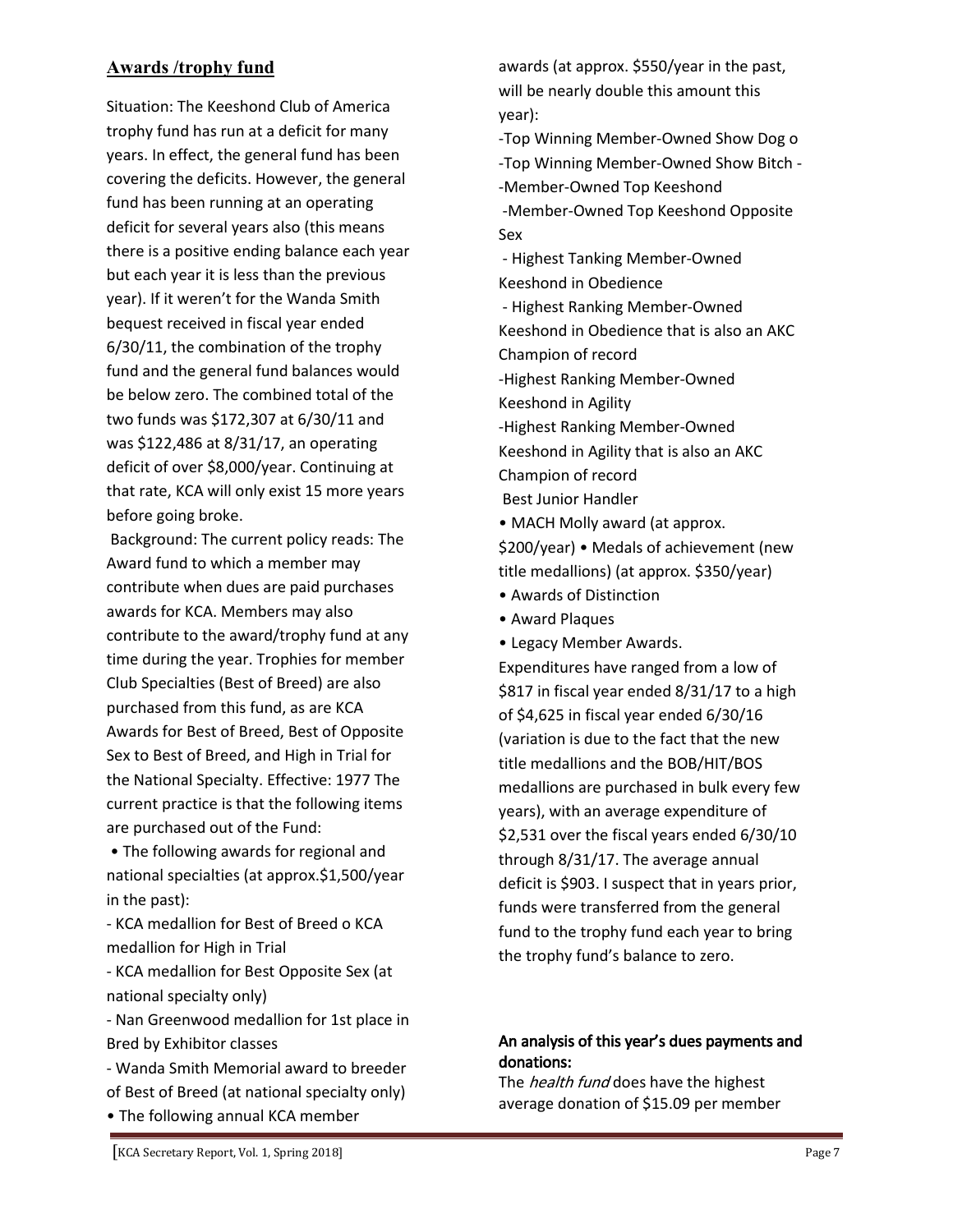## Awards /trophy fund

Situation: The Keeshond Club of America trophy fund has run at a deficit for many years. In effect, the general fund has been covering the deficits. However, the general fund has been running at an operating deficit for several years also (this means there is a positive ending balance each year but each year it is less than the previous year). If it weren't for the Wanda Smith bequest received in fiscal year ended 6/30/11, the combination of the trophy fund and the general fund balances would be below zero. The combined total of the two funds was $172,307 at 6/30/11 and was $122,486 at 8/31/17, an operating deficit of over $8,000/year. Continuing at that rate, KCA will only exist 15 more years before going broke.

Background: The current policy reads: The Award fund to which a member may contribute when dues are paid purchases awards for KCA. Members may also contribute to the award/trophy fund at any time during the year. Trophies for member Club Specialties (Best of Breed) are also purchased from this fund, as are KCA Awards for Best of Breed, Best of Opposite Sex to Best of Breed, and High in Trial for the National Specialty. Effective: 1977 The current practice is that the following items are purchased out of the Fund:

- The following awards for regional and national specialties (at approx.$1,500/year in the past):
  - KCA medallion for Best of Breed o KCA medallion for High in Trial
  - KCA medallion for Best Opposite Sex (at national specialty only)
  - Nan Greenwood medallion for 1st place in Bred by Exhibitor classes
  - Wanda Smith Memorial award to breeder of Best of Breed (at national specialty only)
- The following annual KCA member awards (at approx. $550/year in the past, will be nearly double this amount this year):
  - Top Winning Member-Owned Show Dog o
  - Top Winning Member-Owned Show Bitch -
  - Member-Owned Top Keeshond
  - Member-Owned Top Keeshond Opposite Sex
  - Highest Tanking Member-Owned Keeshond in Obedience
  - Highest Ranking Member-Owned Keeshond in Obedience that is also an AKC Champion of record
  - Highest Ranking Member-Owned Keeshond in Agility
  - Highest Ranking Member-Owned Keeshond in Agility that is also an AKC Champion of record
  - Best Junior Handler
- MACH Molly award (at approx. $200/year) • Medals of achievement (new title medallions) (at approx. $350/year)
- Awards of Distinction
- Award Plaques
- Legacy Member Awards.

Expenditures have ranged from a low of $817 in fiscal year ended 8/31/17 to a high of $4,625 in fiscal year ended 6/30/16 (variation is due to the fact that the new title medallions and the BOB/HIT/BOS medallions are purchased in bulk every few years), with an average expenditure of $2,531 over the fiscal years ended 6/30/10 through 8/31/17. The average annual deficit is $903. I suspect that in years prior, funds were transferred from the general fund to the trophy fund each year to bring the trophy fund's balance to zero.

### An analysis of this year's dues payments and donations:

The *health fund* does have the highest average donation of $15.09 per member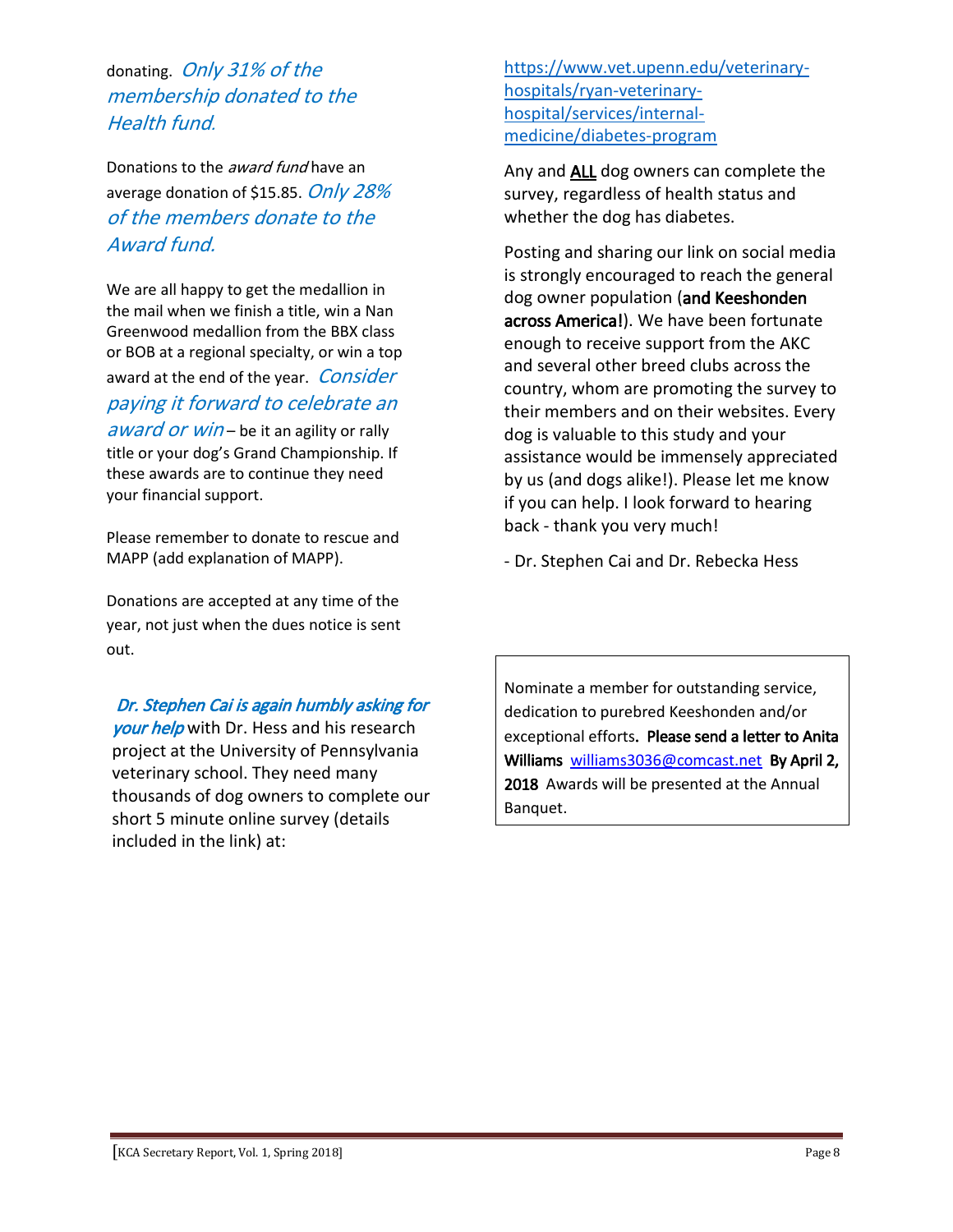donating. *Only 31% of the membership donated to the Health fund.*

Donations to the *award fund* have an average donation of $15.85. *Only 28% of the members donate to the Award fund.*

We are all happy to get the medallion in the mail when we finish a title, win a Nan Greenwood medallion from the BBX class or BOB at a regional specialty, or win a top award at the end of the year. *Consider paying it forward to celebrate an award or win* – be it an agility or rally title or your dog's Grand Championship. If these awards are to continue they need your financial support.

Please remember to donate to rescue and MAPP (add explanation of MAPP).

Donations are accepted at any time of the year, not just when the dues notice is sent out.

***Dr. Stephen Cai is again humbly asking for your help*** with Dr. Hess and his research project at the University of Pennsylvania veterinary school. They need many thousands of dog owners to complete our short 5 minute online survey (details included in the link) at:

https://www.vet.upenn.edu/veterinary-hospitals/ryan-veterinary-hospital/services/internal-medicine/diabetes-program

Any and **ALL** dog owners can complete the survey, regardless of health status and whether the dog has diabetes.

Posting and sharing our link on social media is strongly encouraged to reach the general dog owner population (**and Keeshonden across America!**). We have been fortunate enough to receive support from the AKC and several other breed clubs across the country, whom are promoting the survey to their members and on their websites. Every dog is valuable to this study and your assistance would be immensely appreciated by us (and dogs alike!). Please let me know if you can help. I look forward to hearing back - thank you very much!

- Dr. Stephen Cai and Dr. Rebecka Hess

Nominate a member for outstanding service, dedication to purebred Keeshonden and/or exceptional efforts. **Please send a letter to Anita Williams** williams3036@comcast.net **By April 2, 2018** Awards will be presented at the Annual Banquet.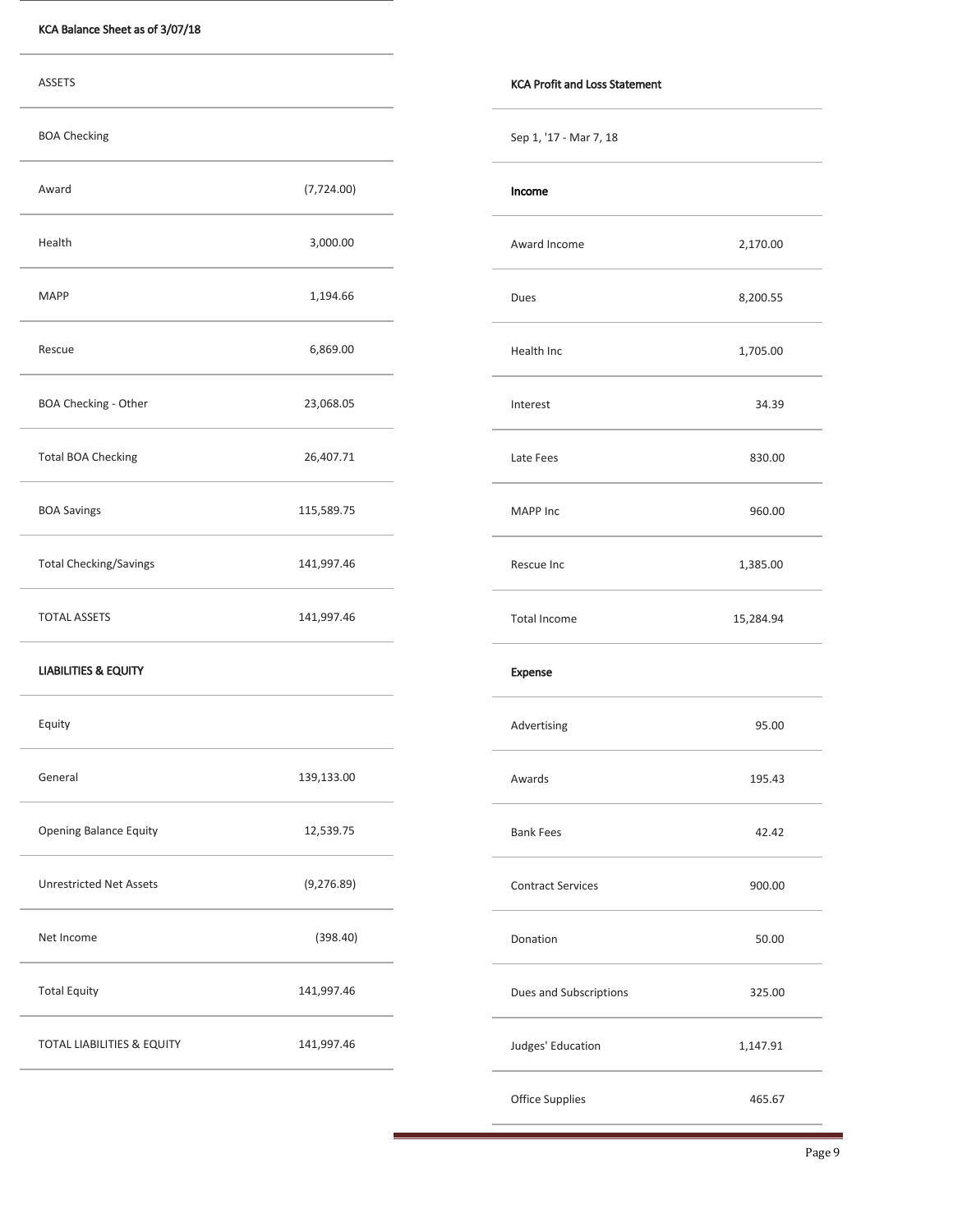**KCA Balance Sheet as of 3/07/18**

| | |
|---|---|
| ASSETS | |
| BOA Checking | |
| Award | (7,724.00) |
| Health | 3,000.00 |
| MAPP | 1,194.66 |
| Rescue | 6,869.00 |
| BOA Checking - Other | 23,068.05 |
| Total BOA Checking | 26,407.71 |
| BOA Savings | 115,589.75 |
| Total Checking/Savings | 141,997.46 |
| TOTAL ASSETS | 141,997.46 |
| **LIABILITIES & EQUITY** | |
| Equity | |
| General | 139,133.00 |
| Opening Balance Equity | 12,539.75 |
| Unrestricted Net Assets | (9,276.89) |
| Net Income | (398.40) |
| Total Equity | 141,997.46 |
| TOTAL LIABILITIES & EQUITY | 141,997.46 |

**KCA Profit and Loss Statement**

| | |
|---|---|
| Sep 1, '17 - Mar 7, 18 | |
| **Income** | |
| Award Income | 2,170.00 |
| Dues | 8,200.55 |
| Health Inc | 1,705.00 |
| Interest | 34.39 |
| Late Fees | 830.00 |
| MAPP Inc | 960.00 |
| Rescue Inc | 1,385.00 |
| Total Income | 15,284.94 |
| **Expense** | |
| Advertising | 95.00 |
| Awards | 195.43 |
| Bank Fees | 42.42 |
| Contract Services | 900.00 |
| Donation | 50.00 |
| Dues and Subscriptions | 325.00 |
| Judges' Education | 1,147.91 |
| Office Supplies | 465.67 |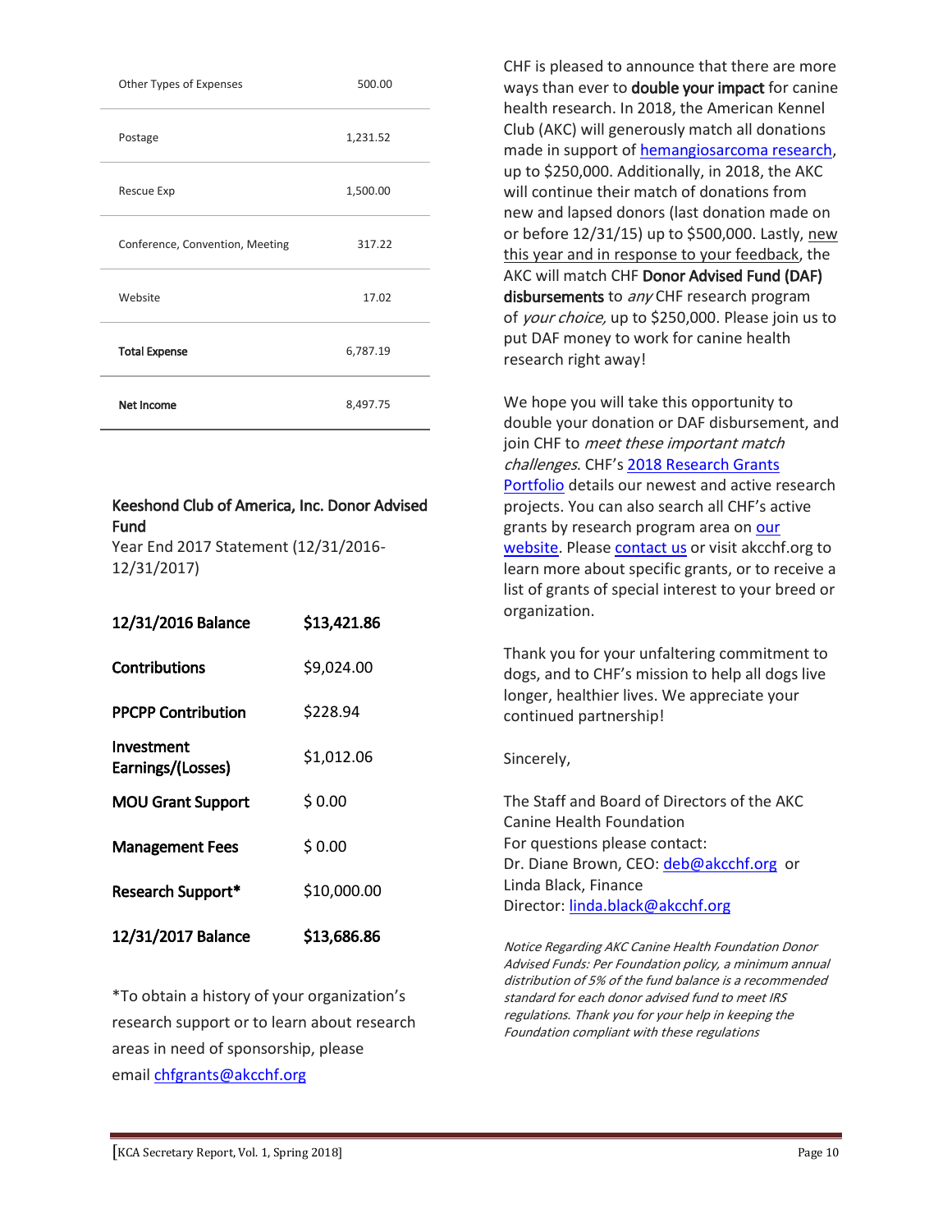| | |
|---|---|
| Other Types of Expenses | 500.00 |
| Postage | 1,231.52 |
| Rescue Exp | 1,500.00 |
| Conference, Convention, Meeting | 317.22 |
| Website | 17.02 |
| **Total Expense** | 6,787.19 |
| **Net Income** | 8,497.75 |

**Keeshond Club of America, Inc. Donor Advised Fund**
Year End 2017 Statement (12/31/2016-12/31/2017)

| | |
|---|---|
| **12/31/2016 Balance** | **$13,421.86** |
| **Contributions** | $9,024.00 |
| **PPCPP Contribution** | $228.94 |
| **Investment Earnings/(Losses)** | $1,012.06 |
| **MOU Grant Support** | $ 0.00 |
| **Management Fees** | $ 0.00 |
| **Research Support*** | $10,000.00 |
| **12/31/2017 Balance** | **$13,686.86** |

*To obtain a history of your organization's research support or to learn about research areas in need of sponsorship, please email chfgrants@akcchf.org

CHF is pleased to announce that there are more ways than ever to **double your impact** for canine health research. In 2018, the American Kennel Club (AKC) will generously match all donations made in support of hemangiosarcoma research, up to $250,000. Additionally, in 2018, the AKC will continue their match of donations from new and lapsed donors (last donation made on or before 12/31/15) up to $500,000. Lastly, new this year and in response to your feedback, the AKC will match CHF **Donor Advised Fund (DAF) disbursements** to *any* CHF research program of *your choice,* up to $250,000. Please join us to put DAF money to work for canine health research right away!

We hope you will take this opportunity to double your donation or DAF disbursement, and join CHF to *meet these important match challenges*. CHF's 2018 Research Grants Portfolio details our newest and active research projects. You can also search all CHF's active grants by research program area on our website. Please contact us or visit akcchf.org to learn more about specific grants, or to receive a list of grants of special interest to your breed or organization.

Thank you for your unfaltering commitment to dogs, and to CHF's mission to help all dogs live longer, healthier lives. We appreciate your continued partnership!

Sincerely,

The Staff and Board of Directors of the AKC Canine Health Foundation
For questions please contact:
Dr. Diane Brown, CEO: deb@akcchf.org or
Linda Black, Finance
Director: linda.black@akcchf.org

*Notice Regarding AKC Canine Health Foundation Donor Advised Funds: Per Foundation policy, a minimum annual distribution of 5% of the fund balance is a recommended standard for each donor advised fund to meet IRS regulations. Thank you for your help in keeping the Foundation compliant with these regulations*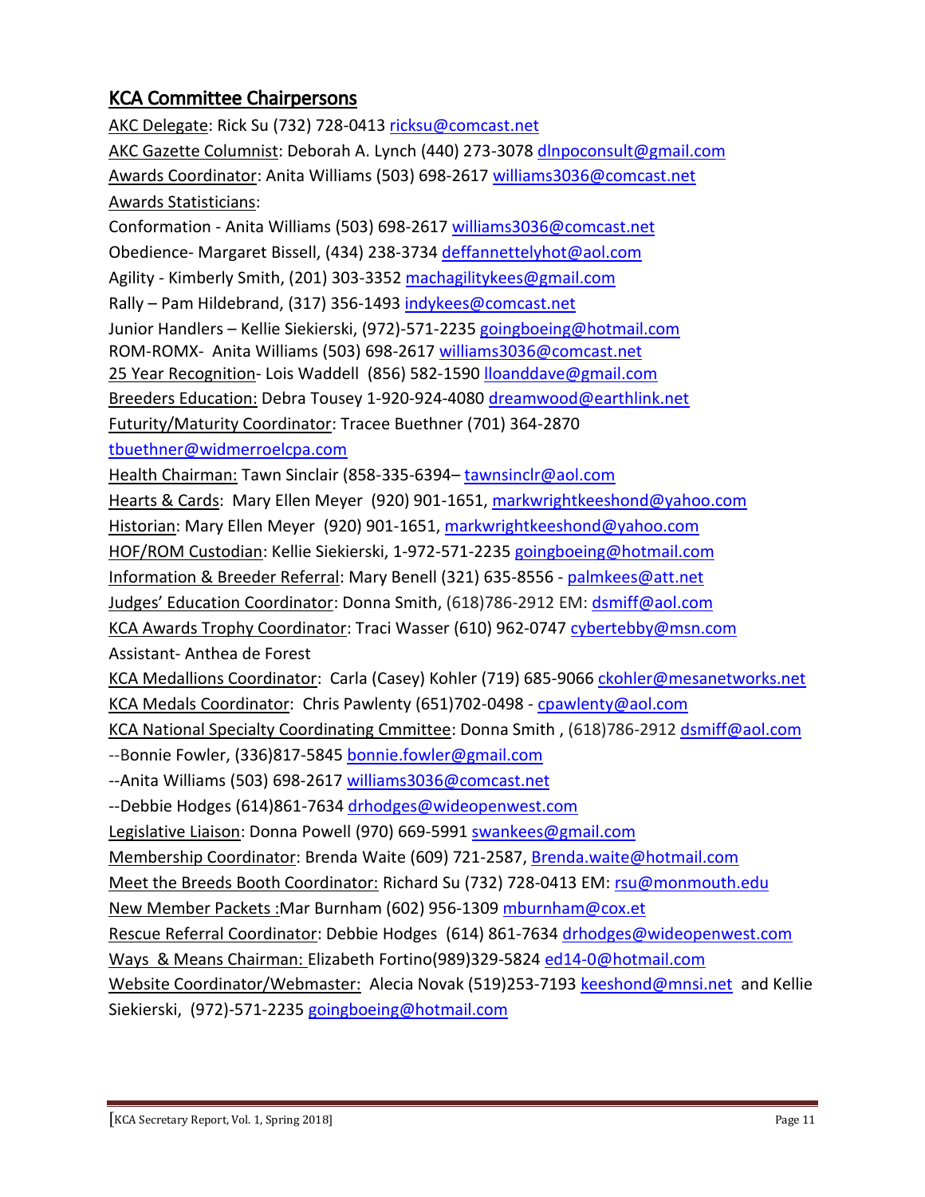## KCA Committee Chairpersons

AKC Delegate: Rick Su (732) 728-0413 ricksu@comcast.net

AKC Gazette Columnist: Deborah A. Lynch (440) 273-3078 dlnpoconsult@gmail.com

Awards Coordinator: Anita Williams (503) 698-2617 williams3036@comcast.net

Awards Statisticians:

Conformation - Anita Williams (503) 698-2617 williams3036@comcast.net

Obedience- Margaret Bissell, (434) 238-3734 deffannettelyhot@aol.com

Agility - Kimberly Smith, (201) 303-3352 machagilitykees@gmail.com

Rally – Pam Hildebrand, (317) 356-1493 indykees@comcast.net

Junior Handlers – Kellie Siekierski, (972)-571-2235 goingboeing@hotmail.com

ROM-ROMX- Anita Williams (503) 698-2617 williams3036@comcast.net

25 Year Recognition- Lois Waddell (856) 582-1590 lloanddave@gmail.com

Breeders Education: Debra Tousey 1-920-924-4080 dreamwood@earthlink.net

Futurity/Maturity Coordinator: Tracee Buethner (701) 364-2870 tbuethner@widmerroelcpa.com

Health Chairman: Tawn Sinclair (858-335-6394– tawnsinclr@aol.com

Hearts & Cards: Mary Ellen Meyer (920) 901-1651, markwrightkeeshond@yahoo.com

Historian: Mary Ellen Meyer (920) 901-1651, markwrightkeeshond@yahoo.com

HOF/ROM Custodian: Kellie Siekierski, 1-972-571-2235 goingboeing@hotmail.com

Information & Breeder Referral: Mary Benell (321) 635-8556 - palmkees@att.net

Judges' Education Coordinator: Donna Smith, (618)786-2912 EM: dsmiff@aol.com

KCA Awards Trophy Coordinator: Traci Wasser (610) 962-0747 cybertebby@msn.com

Assistant- Anthea de Forest

KCA Medallions Coordinator: Carla (Casey) Kohler (719) 685-9066 ckohler@mesanetworks.net

KCA Medals Coordinator: Chris Pawlenty (651)702-0498 - cpawlenty@aol.com

KCA National Specialty Coordinating Cmmittee: Donna Smith , (618)786-2912 dsmiff@aol.com

--Bonnie Fowler, (336)817-5845 bonnie.fowler@gmail.com

--Anita Williams (503) 698-2617 williams3036@comcast.net

--Debbie Hodges (614)861-7634 drhodges@wideopenwest.com

Legislative Liaison: Donna Powell (970) 669-5991 swankees@gmail.com

Membership Coordinator: Brenda Waite (609) 721-2587, Brenda.waite@hotmail.com

Meet the Breeds Booth Coordinator: Richard Su (732) 728-0413 EM: rsu@monmouth.edu

New Member Packets :Mar Burnham (602) 956-1309 mburnham@cox.et

Rescue Referral Coordinator: Debbie Hodges (614) 861-7634 drhodges@wideopenwest.com

Ways & Means Chairman: Elizabeth Fortino(989)329-5824 ed14-0@hotmail.com

Website Coordinator/Webmaster: Alecia Novak (519)253-7193 keeshond@mnsi.net and Kellie Siekierski, (972)-571-2235 goingboeing@hotmail.com